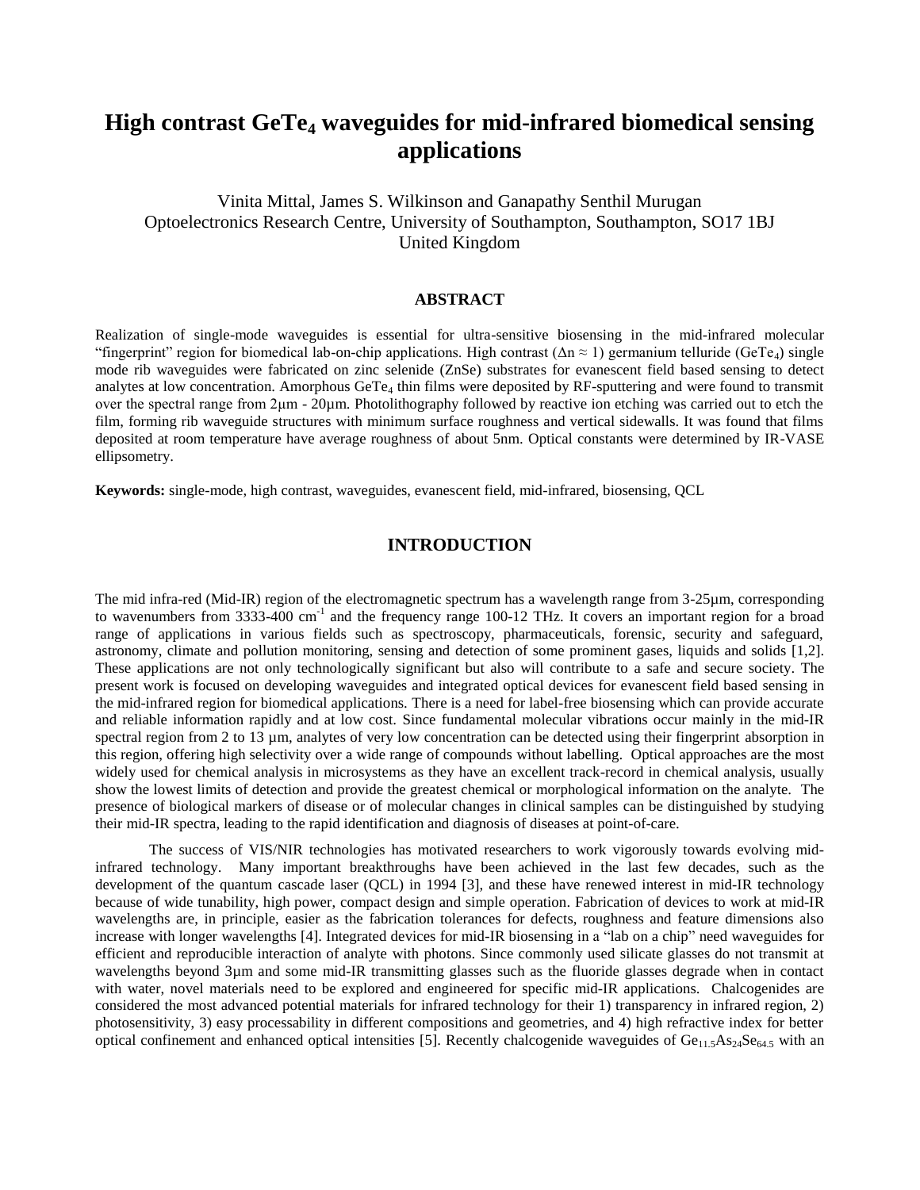# High contrast $GeTe_4$ waveguides for mid-infrared biomedical sensing applications

Vinita Mittal, James S. Wilkinson and Ganapathy Senthil Murugan
Optoelectronics Research Centre, University of Southampton, Southampton, SO17 1BJ
United Kingdom

## ABSTRACT

Realization of single-mode waveguides is essential for ultra-sensitive biosensing in the mid-infrared molecular "fingerprint" region for biomedical lab-on-chip applications. High contrast ($\Delta n \approx 1$) germanium telluride ($GeTe_4$) single mode rib waveguides were fabricated on zinc selenide (ZnSe) substrates for evanescent field based sensing to detect analytes at low concentration. Amorphous $GeTe_4$ thin films were deposited by RF-sputtering and were found to transmit over the spectral range from 2µm - 20µm. Photolithography followed by reactive ion etching was carried out to etch the film, forming rib waveguide structures with minimum surface roughness and vertical sidewalls. It was found that films deposited at room temperature have average roughness of about 5nm. Optical constants were determined by IR-VASE ellipsometry.

**Keywords:** single-mode, high contrast, waveguides, evanescent field, mid-infrared, biosensing, QCL

## INTRODUCTION

The mid infra-red (Mid-IR) region of the electromagnetic spectrum has a wavelength range from 3-25µm, corresponding to wavenumbers from 3333-400 $cm^{-1}$ and the frequency range 100-12 THz. It covers an important region for a broad range of applications in various fields such as spectroscopy, pharmaceuticals, forensic, security and safeguard, astronomy, climate and pollution monitoring, sensing and detection of some prominent gases, liquids and solids [1,2]. These applications are not only technologically significant but also will contribute to a safe and secure society. The present work is focused on developing waveguides and integrated optical devices for evanescent field based sensing in the mid-infrared region for biomedical applications. There is a need for label-free biosensing which can provide accurate and reliable information rapidly and at low cost. Since fundamental molecular vibrations occur mainly in the mid-IR spectral region from 2 to 13 µm, analytes of very low concentration can be detected using their fingerprint absorption in this region, offering high selectivity over a wide range of compounds without labelling. Optical approaches are the most widely used for chemical analysis in microsystems as they have an excellent track-record in chemical analysis, usually show the lowest limits of detection and provide the greatest chemical or morphological information on the analyte. The presence of biological markers of disease or of molecular changes in clinical samples can be distinguished by studying their mid-IR spectra, leading to the rapid identification and diagnosis of diseases at point-of-care.

The success of VIS/NIR technologies has motivated researchers to work vigorously towards evolving mid-infrared technology. Many important breakthroughs have been achieved in the last few decades, such as the development of the quantum cascade laser (QCL) in 1994 [3], and these have renewed interest in mid-IR technology because of wide tunability, high power, compact design and simple operation. Fabrication of devices to work at mid-IR wavelengths are, in principle, easier as the fabrication tolerances for defects, roughness and feature dimensions also increase with longer wavelengths [4]. Integrated devices for mid-IR biosensing in a "lab on a chip" need waveguides for efficient and reproducible interaction of analyte with photons. Since commonly used silicate glasses do not transmit at wavelengths beyond 3µm and some mid-IR transmitting glasses such as the fluoride glasses degrade when in contact with water, novel materials need to be explored and engineered for specific mid-IR applications. Chalcogenides are considered the most advanced potential materials for infrared technology for their 1) transparency in infrared region, 2) photosensitivity, 3) easy processability in different compositions and geometries, and 4) high refractive index for better optical confinement and enhanced optical intensities [5]. Recently chalcogenide waveguides of $Ge_{11.5}As_{24}Se_{64.5}$ with an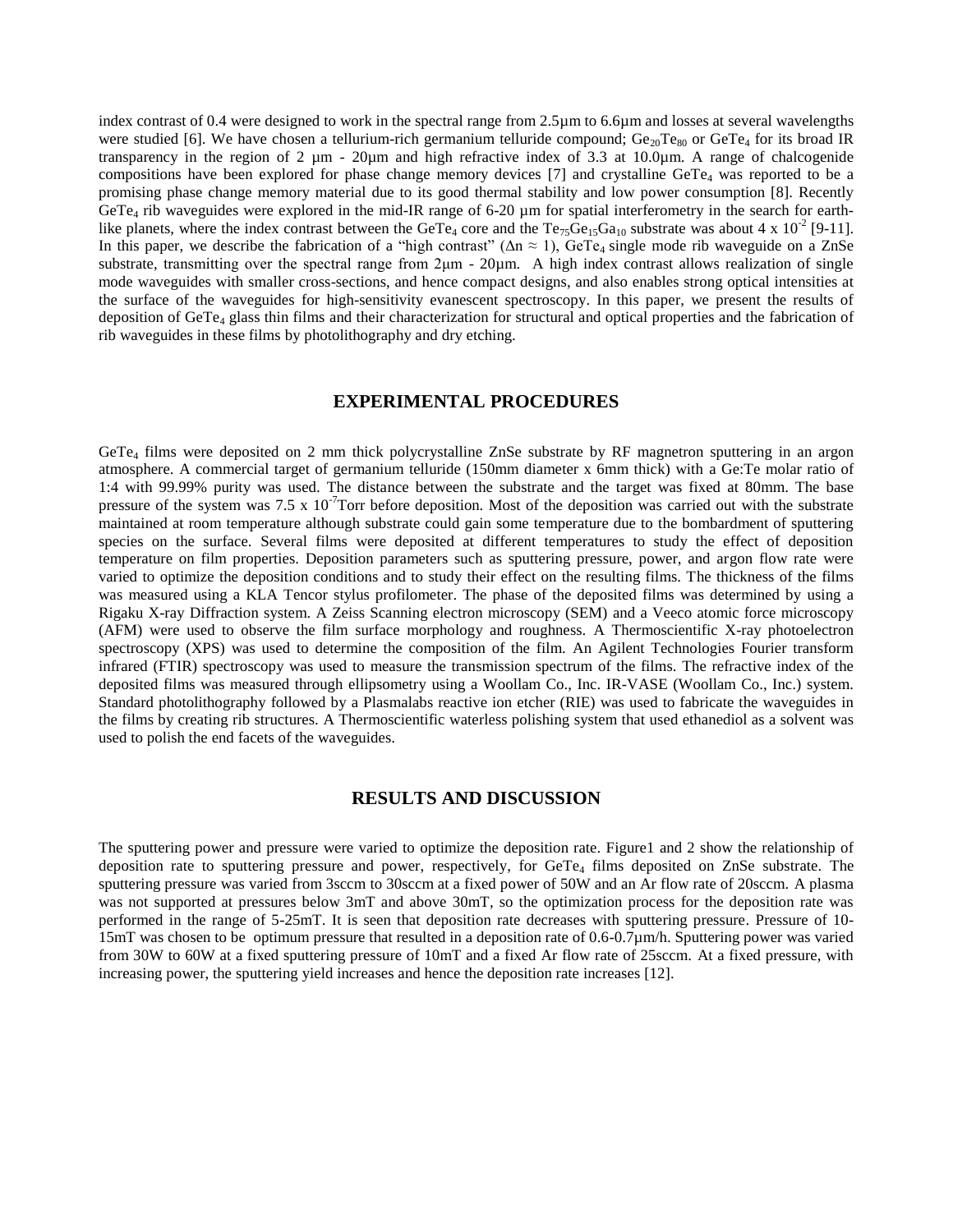index contrast of 0.4 were designed to work in the spectral range from 2.5µm to 6.6µm and losses at several wavelengths were studied [6]. We have chosen a tellurium-rich germanium telluride compound; $Ge_{20}Te_{80}$ or $GeTe_4$ for its broad IR transparency in the region of 2 µm - 20µm and high refractive index of 3.3 at 10.0µm. A range of chalcogenide compositions have been explored for phase change memory devices [7] and crystalline $GeTe_4$ was reported to be a promising phase change memory material due to its good thermal stability and low power consumption [8]. Recently $GeTe_4$ rib waveguides were explored in the mid-IR range of 6-20 µm for spatial interferometry in the search for earth-like planets, where the index contrast between the $GeTe_4$ core and the $Te_{75}Ge_{15}Ga_{10}$ substrate was about 4 x $10^{-2}$ [9-11]. In this paper, we describe the fabrication of a "high contrast" ($\Delta n \approx 1$), $GeTe_4$ single mode rib waveguide on a ZnSe substrate, transmitting over the spectral range from 2µm - 20µm. A high index contrast allows realization of single mode waveguides with smaller cross-sections, and hence compact designs, and also enables strong optical intensities at the surface of the waveguides for high-sensitivity evanescent spectroscopy. In this paper, we present the results of deposition of $GeTe_4$ glass thin films and their characterization for structural and optical properties and the fabrication of rib waveguides in these films by photolithography and dry etching.

## EXPERIMENTAL PROCEDURES

$GeTe_4$ films were deposited on 2 mm thick polycrystalline ZnSe substrate by RF magnetron sputtering in an argon atmosphere. A commercial target of germanium telluride (150mm diameter x 6mm thick) with a Ge:Te molar ratio of 1:4 with 99.99% purity was used. The distance between the substrate and the target was fixed at 80mm. The base pressure of the system was 7.5 x $10^{-7}$Torr before deposition. Most of the deposition was carried out with the substrate maintained at room temperature although substrate could gain some temperature due to the bombardment of sputtering species on the surface. Several films were deposited at different temperatures to study the effect of deposition temperature on film properties. Deposition parameters such as sputtering pressure, power, and argon flow rate were varied to optimize the deposition conditions and to study their effect on the resulting films. The thickness of the films was measured using a KLA Tencor stylus profilometer. The phase of the deposited films was determined by using a Rigaku X-ray Diffraction system. A Zeiss Scanning electron microscopy (SEM) and a Veeco atomic force microscopy (AFM) were used to observe the film surface morphology and roughness. A Thermoscientific X-ray photoelectron spectroscopy (XPS) was used to determine the composition of the film. An Agilent Technologies Fourier transform infrared (FTIR) spectroscopy was used to measure the transmission spectrum of the films. The refractive index of the deposited films was measured through ellipsometry using a Woollam Co., Inc. IR-VASE (Woollam Co., Inc.) system. Standard photolithography followed by a Plasmalabs reactive ion etcher (RIE) was used to fabricate the waveguides in the films by creating rib structures. A Thermoscientific waterless polishing system that used ethanediol as a solvent was used to polish the end facets of the waveguides.

## RESULTS AND DISCUSSION

The sputtering power and pressure were varied to optimize the deposition rate. Figure1 and 2 show the relationship of deposition rate to sputtering pressure and power, respectively, for $GeTe_4$ films deposited on ZnSe substrate. The sputtering pressure was varied from 3sccm to 30sccm at a fixed power of 50W and an Ar flow rate of 20sccm. A plasma was not supported at pressures below 3mT and above 30mT, so the optimization process for the deposition rate was performed in the range of 5-25mT. It is seen that deposition rate decreases with sputtering pressure. Pressure of 10-15mT was chosen to be optimum pressure that resulted in a deposition rate of 0.6-0.7µm/h. Sputtering power was varied from 30W to 60W at a fixed sputtering pressure of 10mT and a fixed Ar flow rate of 25sccm. At a fixed pressure, with increasing power, the sputtering yield increases and hence the deposition rate increases [12].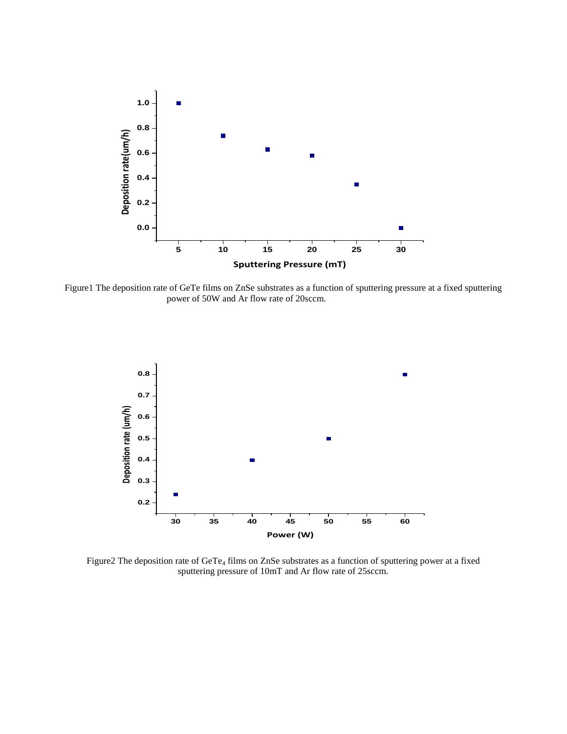Figure1 The deposition rate of GeTe films on ZnSe substrates as a function of sputtering pressure at a fixed sputtering power of 50W and Ar flow rate of 20sccm.

Figure2 The deposition rate of $GeTe_4$ films on ZnSe substrates as a function of sputtering power at a fixed sputtering pressure of 10mT and Ar flow rate of 25sccm.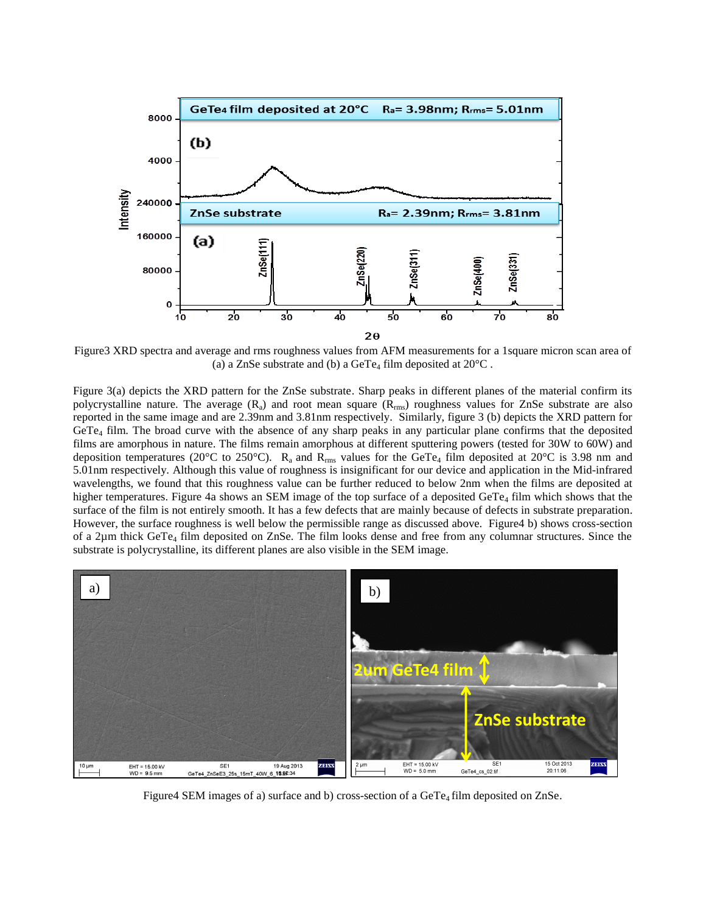Figure3 XRD spectra and average and rms roughness values from AFM measurements for a 1square micron scan area of (a) a ZnSe substrate and (b) a $GeTe_4$ film deposited at 20°C .

Figure 3(a) depicts the XRD pattern for the ZnSe substrate. Sharp peaks in different planes of the material confirm its polycrystalline nature. The average ($R_a$) and root mean square ($R_{rms}$) roughness values for ZnSe substrate are also reported in the same image and are 2.39nm and 3.81nm respectively. Similarly, figure 3 (b) depicts the XRD pattern for $GeTe_4$ film. The broad curve with the absence of any sharp peaks in any particular plane confirms that the deposited films are amorphous in nature. The films remain amorphous at different sputtering powers (tested for 30W to 60W) and deposition temperatures (20°C to 250°C). $R_a$ and $R_{rms}$ values for the $GeTe_4$ film deposited at 20°C is 3.98 nm and 5.01nm respectively. Although this value of roughness is insignificant for our device and application in the Mid-infrared wavelengths, we found that this roughness value can be further reduced to below 2nm when the films are deposited at higher temperatures. Figure 4a shows an SEM image of the top surface of a deposited $GeTe_4$ film which shows that the surface of the film is not entirely smooth. It has a few defects that are mainly because of defects in substrate preparation. However, the surface roughness is well below the permissible range as discussed above. Figure4 b) shows cross-section of a 2µm thick $GeTe_4$ film deposited on ZnSe. The film looks dense and free from any columnar structures. Since the substrate is polycrystalline, its different planes are also visible in the SEM image.

Figure4 SEM images of a) surface and b) cross-section of a $GeTe_4$ film deposited on ZnSe.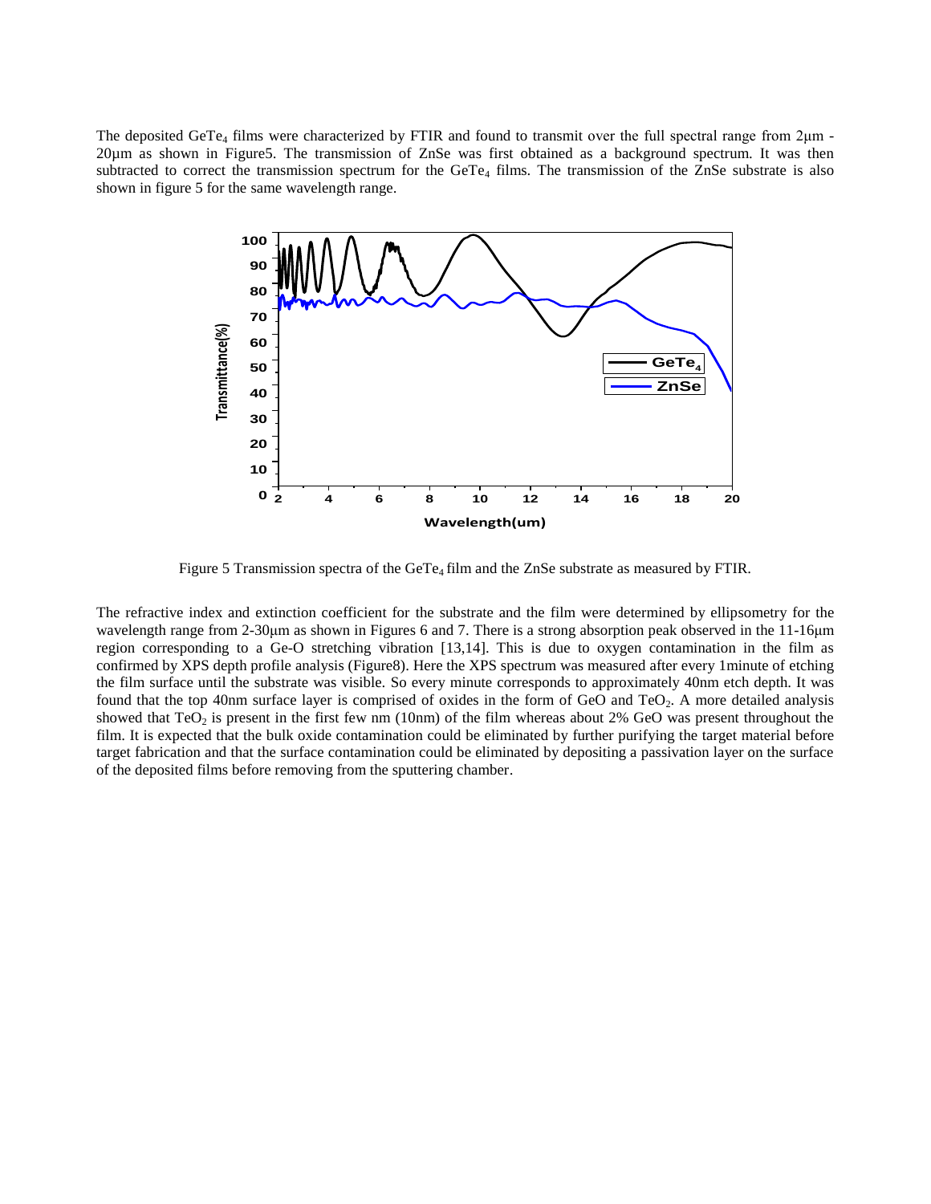The deposited $GeTe_4$ films were characterized by FTIR and found to transmit over the full spectral range from 2µm - 20µm as shown in Figure5. The transmission of ZnSe was first obtained as a background spectrum. It was then subtracted to correct the transmission spectrum for the $GeTe_4$ films. The transmission of the ZnSe substrate is also shown in figure 5 for the same wavelength range.

Figure 5 Transmission spectra of the $GeTe_4$ film and the ZnSe substrate as measured by FTIR.

The refractive index and extinction coefficient for the substrate and the film were determined by ellipsometry for the wavelength range from 2-30µm as shown in Figures 6 and 7. There is a strong absorption peak observed in the 11-16µm region corresponding to a Ge-O stretching vibration [13,14]. This is due to oxygen contamination in the film as confirmed by XPS depth profile analysis (Figure8). Here the XPS spectrum was measured after every 1minute of etching the film surface until the substrate was visible. So every minute corresponds to approximately 40nm etch depth. It was found that the top 40nm surface layer is comprised of oxides in the form of GeO and $TeO_2$. A more detailed analysis showed that $TeO_2$ is present in the first few nm (10nm) of the film whereas about 2% GeO was present throughout the film. It is expected that the bulk oxide contamination could be eliminated by further purifying the target material before target fabrication and that the surface contamination could be eliminated by depositing a passivation layer on the surface of the deposited films before removing from the sputtering chamber.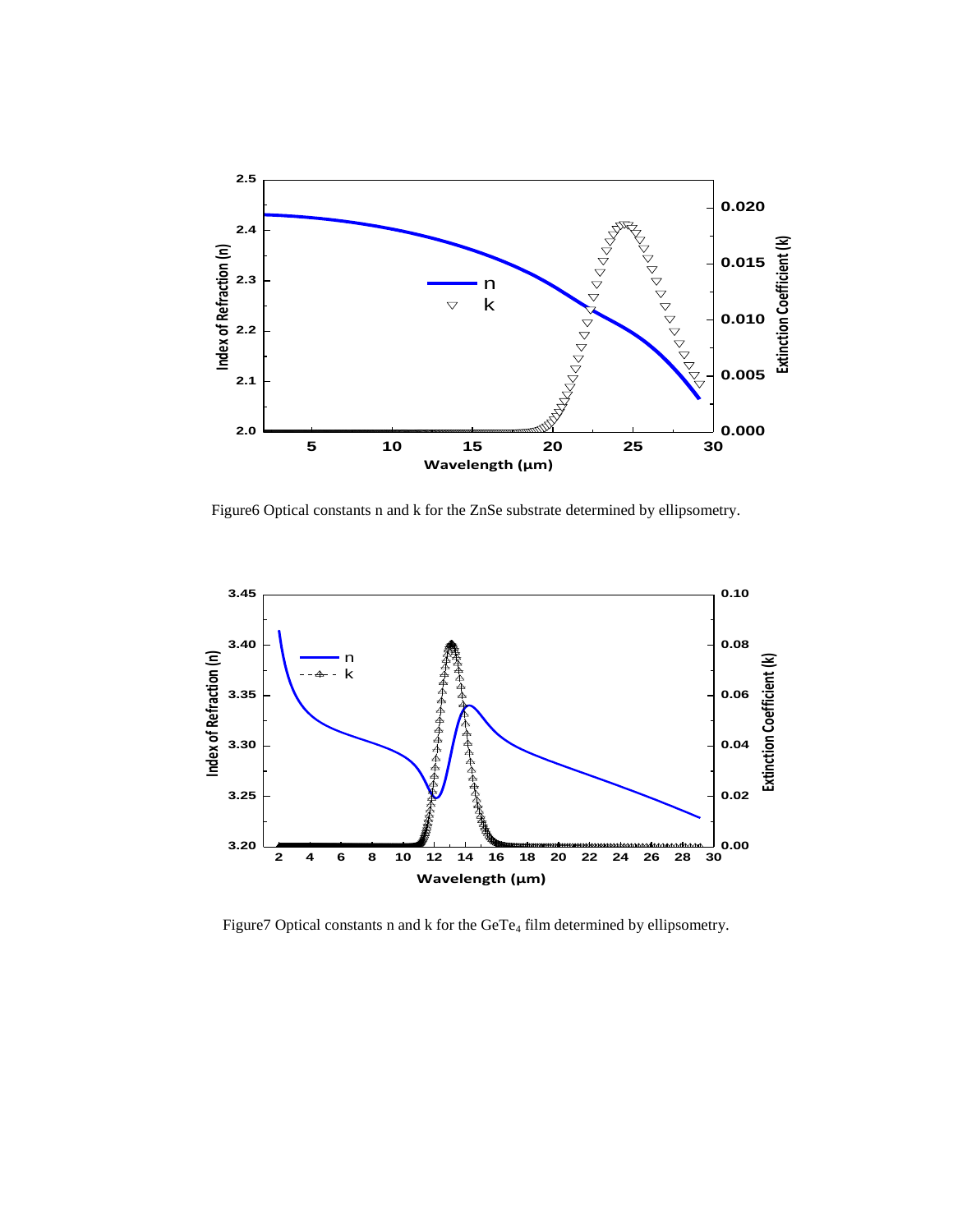Figure6 Optical constants n and k for the ZnSe substrate determined by ellipsometry.

Figure7 Optical constants n and k for the $GeTe_4$ film determined by ellipsometry.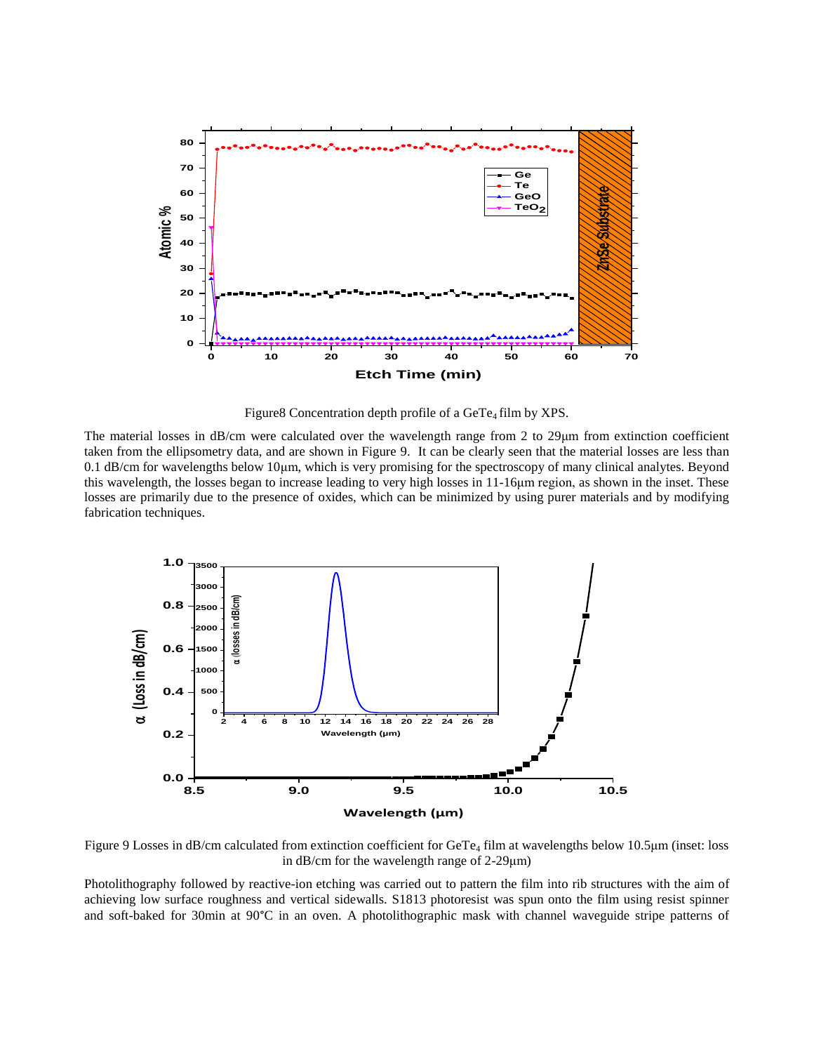Figure8 Concentration depth profile of a $GeTe_4$ film by XPS.

The material losses in dB/cm were calculated over the wavelength range from 2 to 29μm from extinction coefficient taken from the ellipsometry data, and are shown in Figure 9. It can be clearly seen that the material losses are less than 0.1 dB/cm for wavelengths below 10μm, which is very promising for the spectroscopy of many clinical analytes. Beyond this wavelength, the losses began to increase leading to very high losses in 11-16μm region, as shown in the inset. These losses are primarily due to the presence of oxides, which can be minimized by using purer materials and by modifying fabrication techniques.

Figure 9 Losses in dB/cm calculated from extinction coefficient for $GeTe_4$ film at wavelengths below 10.5μm (inset: loss in dB/cm for the wavelength range of 2-29μm)

Photolithography followed by reactive-ion etching was carried out to pattern the film into rib structures with the aim of achieving low surface roughness and vertical sidewalls. S1813 photoresist was spun onto the film using resist spinner and soft-baked for 30min at 90°C in an oven. A photolithographic mask with channel waveguide stripe patterns of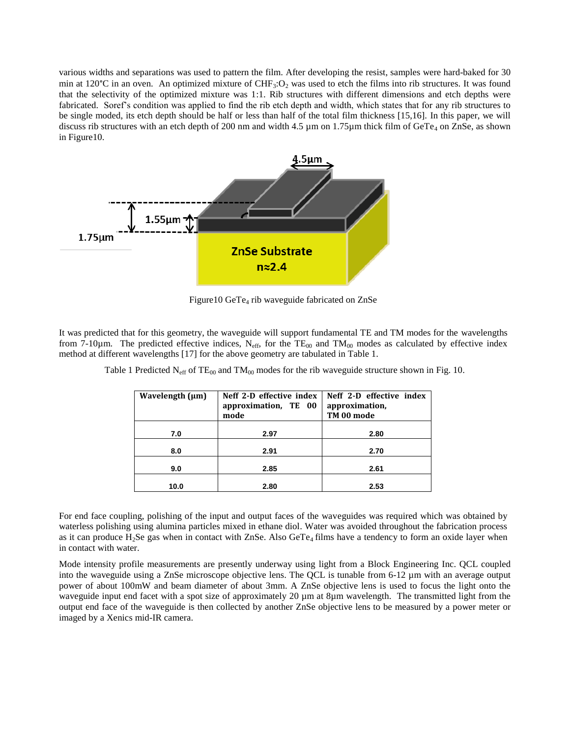various widths and separations was used to pattern the film. After developing the resist, samples were hard-baked for 30 min at 120°C in an oven. An optimized mixture of $CHF_3$:$O_2$ was used to etch the films into rib structures. It was found that the selectivity of the optimized mixture was 1:1. Rib structures with different dimensions and etch depths were fabricated. Soref's condition was applied to find the rib etch depth and width, which states that for any rib structures to be single moded, its etch depth should be half or less than half of the total film thickness [15,16]. In this paper, we will discuss rib structures with an etch depth of 200 nm and width 4.5 µm on 1.75µm thick film of $GeTe_4$ on ZnSe, as shown in Figure10.

Figure10 $GeTe_4$ rib waveguide fabricated on ZnSe

It was predicted that for this geometry, the waveguide will support fundamental TE and TM modes for the wavelengths from 7-10µm. The predicted effective indices, $N_{eff}$, for the $TE_{00}$ and $TM_{00}$ modes as calculated by effective index method at different wavelengths [17] for the above geometry are tabulated in Table 1.

Table 1 Predicted $N_{eff}$ of $TE_{00}$ and $TM_{00}$ modes for the rib waveguide structure shown in Fig. 10.

| Wavelength (µm) | Neff 2-D effective index approximation, TE 00 mode | Neff 2-D effective index approximation, TM 00 mode |
|---|---|---|
| 7.0 | 2.97 | 2.80 |
| 8.0 | 2.91 | 2.70 |
| 9.0 | 2.85 | 2.61 |
| 10.0 | 2.80 | 2.53 |

For end face coupling, polishing of the input and output faces of the waveguides was required which was obtained by waterless polishing using alumina particles mixed in ethane diol. Water was avoided throughout the fabrication process as it can produce $H_2Se$ gas when in contact with ZnSe. Also $GeTe_4$ films have a tendency to form an oxide layer when in contact with water.

Mode intensity profile measurements are presently underway using light from a Block Engineering Inc. QCL coupled into the waveguide using a ZnSe microscope objective lens. The QCL is tunable from 6-12 µm with an average output power of about 100mW and beam diameter of about 3mm. A ZnSe objective lens is used to focus the light onto the waveguide input end facet with a spot size of approximately 20 µm at 8µm wavelength. The transmitted light from the output end face of the waveguide is then collected by another ZnSe objective lens to be measured by a power meter or imaged by a Xenics mid-IR camera.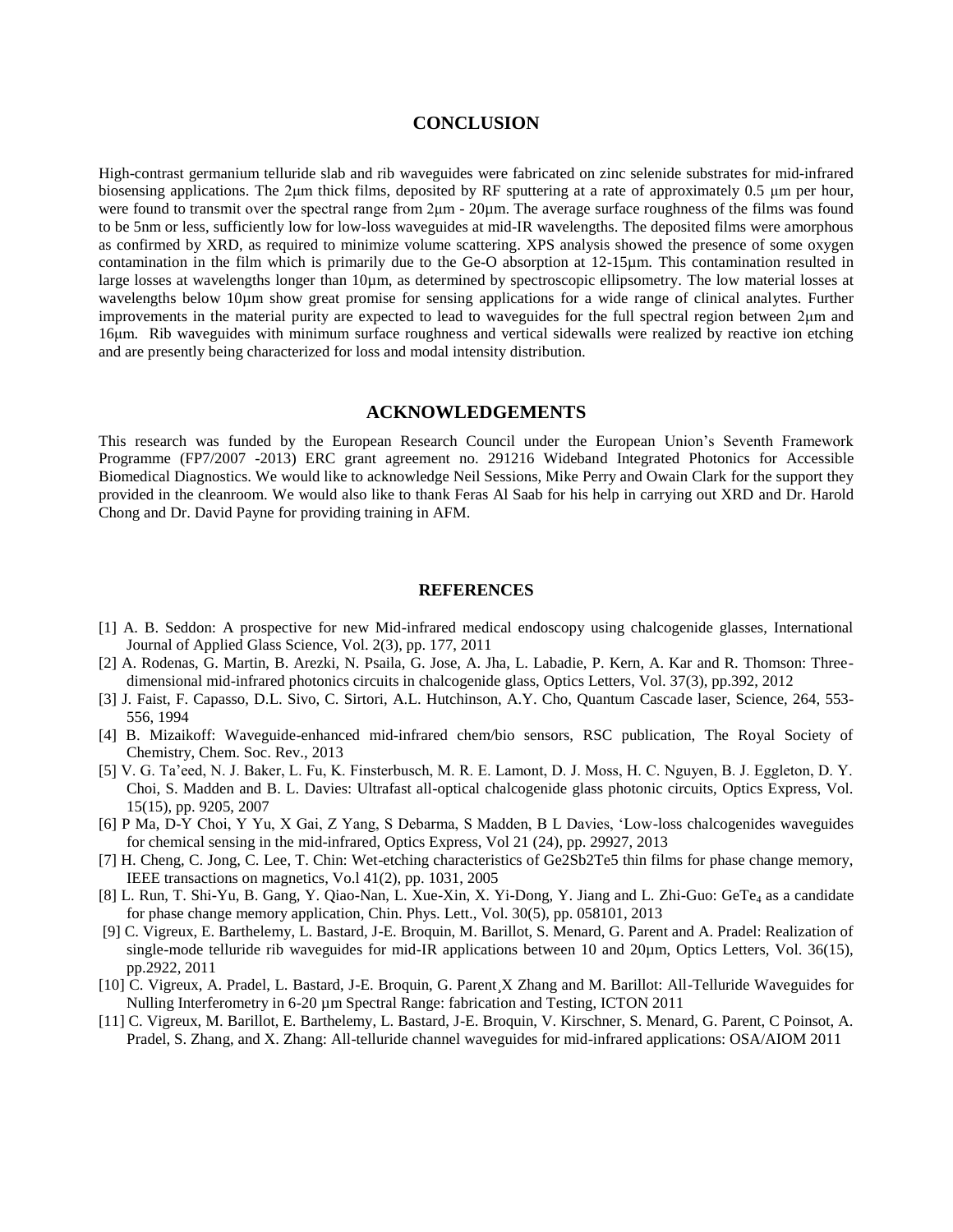## CONCLUSION

High-contrast germanium telluride slab and rib waveguides were fabricated on zinc selenide substrates for mid-infrared biosensing applications. The 2µm thick films, deposited by RF sputtering at a rate of approximately 0.5 µm per hour, were found to transmit over the spectral range from 2µm - 20µm. The average surface roughness of the films was found to be 5nm or less, sufficiently low for low-loss waveguides at mid-IR wavelengths. The deposited films were amorphous as confirmed by XRD, as required to minimize volume scattering. XPS analysis showed the presence of some oxygen contamination in the film which is primarily due to the Ge-O absorption at 12-15µm. This contamination resulted in large losses at wavelengths longer than 10µm, as determined by spectroscopic ellipsometry. The low material losses at wavelengths below 10µm show great promise for sensing applications for a wide range of clinical analytes. Further improvements in the material purity are expected to lead to waveguides for the full spectral region between 2µm and 16µm. Rib waveguides with minimum surface roughness and vertical sidewalls were realized by reactive ion etching and are presently being characterized for loss and modal intensity distribution.

## ACKNOWLEDGEMENTS

This research was funded by the European Research Council under the European Union's Seventh Framework Programme (FP7/2007 -2013) ERC grant agreement no. 291216 Wideband Integrated Photonics for Accessible Biomedical Diagnostics. We would like to acknowledge Neil Sessions, Mike Perry and Owain Clark for the support they provided in the cleanroom. We would also like to thank Feras Al Saab for his help in carrying out XRD and Dr. Harold Chong and Dr. David Payne for providing training in AFM.

## REFERENCES

[1] A. B. Seddon: A prospective for new Mid-infrared medical endoscopy using chalcogenide glasses, International Journal of Applied Glass Science, Vol. 2(3), pp. 177, 2011

[2] A. Rodenas, G. Martin, B. Arezki, N. Psaila, G. Jose, A. Jha, L. Labadie, P. Kern, A. Kar and R. Thomson: Three-dimensional mid-infrared photonics circuits in chalcogenide glass, Optics Letters, Vol. 37(3), pp.392, 2012

[3] J. Faist, F. Capasso, D.L. Sivo, C. Sirtori, A.L. Hutchinson, A.Y. Cho, Quantum Cascade laser, Science, 264, 553-556, 1994

[4] B. Mizaikoff: Waveguide-enhanced mid-infrared chem/bio sensors, RSC publication, The Royal Society of Chemistry, Chem. Soc. Rev., 2013

[5] V. G. Ta'eed, N. J. Baker, L. Fu, K. Finsterbusch, M. R. E. Lamont, D. J. Moss, H. C. Nguyen, B. J. Eggleton, D. Y. Choi, S. Madden and B. L. Davies: Ultrafast all-optical chalcogenide glass photonic circuits, Optics Express, Vol. 15(15), pp. 9205, 2007

[6] P Ma, D-Y Choi, Y Yu, X Gai, Z Yang, S Debarma, S Madden, B L Davies, 'Low-loss chalcogenides waveguides for chemical sensing in the mid-infrared, Optics Express, Vol 21 (24), pp. 29927, 2013

[7] H. Cheng, C. Jong, C. Lee, T. Chin: Wet-etching characteristics of Ge2Sb2Te5 thin films for phase change memory, IEEE transactions on magnetics, Vo.l 41(2), pp. 1031, 2005

[8] L. Run, T. Shi-Yu, B. Gang, Y. Qiao-Nan, L. Xue-Xin, X. Yi-Dong, Y. Jiang and L. Zhi-Guo: $GeTe_4$ as a candidate for phase change memory application, Chin. Phys. Lett., Vol. 30(5), pp. 058101, 2013

[9] C. Vigreux, E. Barthelemy, L. Bastard, J-E. Broquin, M. Barillot, S. Menard, G. Parent and A. Pradel: Realization of single-mode telluride rib waveguides for mid-IR applications between 10 and 20µm, Optics Letters, Vol. 36(15), pp.2922, 2011

[10] C. Vigreux, A. Pradel, L. Bastard, J-E. Broquin, G. Parent¸X Zhang and M. Barillot: All-Telluride Waveguides for Nulling Interferometry in 6-20 µm Spectral Range: fabrication and Testing, ICTON 2011

[11] C. Vigreux, M. Barillot, E. Barthelemy, L. Bastard, J-E. Broquin, V. Kirschner, S. Menard, G. Parent, C Poinsot, A. Pradel, S. Zhang, and X. Zhang: All-telluride channel waveguides for mid-infrared applications: OSA/AIOM 2011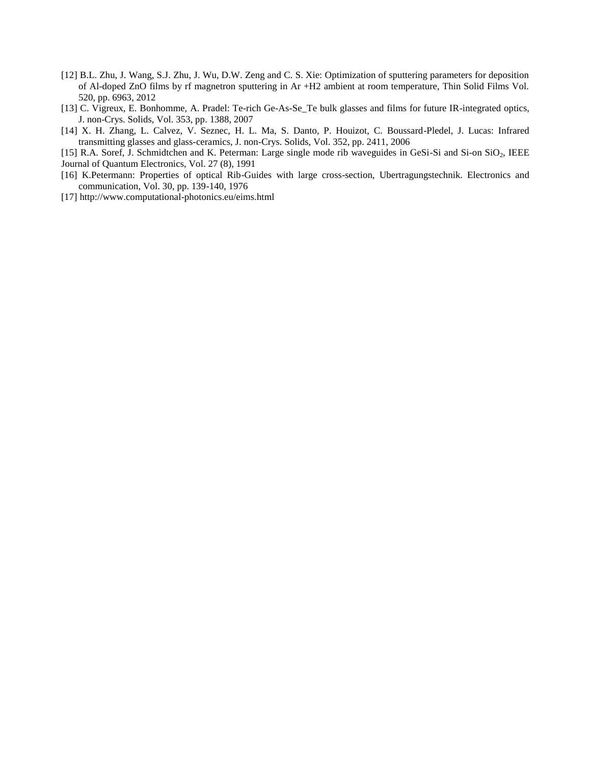[12] B.L. Zhu, J. Wang, S.J. Zhu, J. Wu, D.W. Zeng and C. S. Xie: Optimization of sputtering parameters for deposition of Al-doped ZnO films by rf magnetron sputtering in Ar +H2 ambient at room temperature, Thin Solid Films Vol. 520, pp. 6963, 2012

[13] C. Vigreux, E. Bonhomme, A. Pradel: Te-rich Ge-As-Se_Te bulk glasses and films for future IR-integrated optics, J. non-Crys. Solids, Vol. 353, pp. 1388, 2007

[14] X. H. Zhang, L. Calvez, V. Seznec, H. L. Ma, S. Danto, P. Houizot, C. Boussard-Pledel, J. Lucas: Infrared transmitting glasses and glass-ceramics, J. non-Crys. Solids, Vol. 352, pp. 2411, 2006

[15] R.A. Soref, J. Schmidtchen and K. Peterman: Large single mode rib waveguides in GeSi-Si and Si-on $SiO_2$, IEEE Journal of Quantum Electronics, Vol. 27 (8), 1991

[16] K.Petermann: Properties of optical Rib-Guides with large cross-section, Ubertragungstechnik. Electronics and communication, Vol. 30, pp. 139-140, 1976

[17] http://www.computational-photonics.eu/eims.html